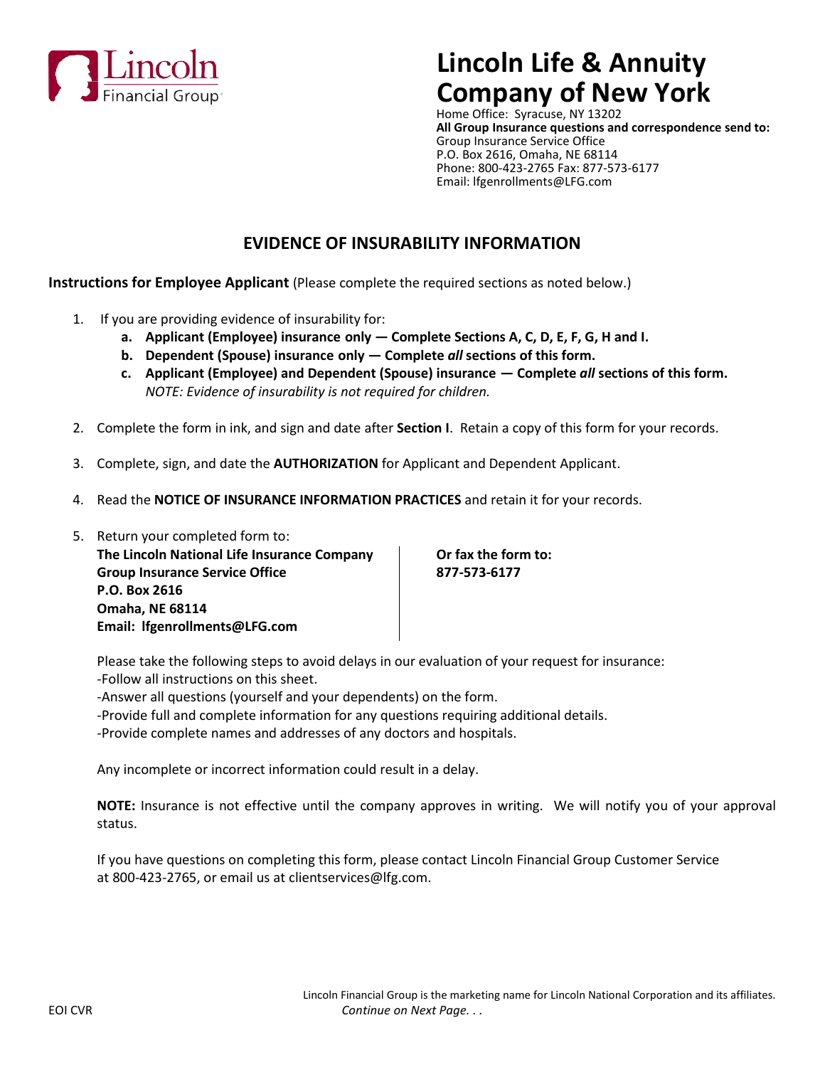Lincoln Financial Group

# Lincoln Life & Annuity Company of New York

Home Office: Syracuse, NY 13202
**All Group Insurance questions and correspondence send to:**
Group Insurance Service Office
P.O. Box 2616, Omaha, NE 68114
Phone: 800-423-2765 Fax: 877-573-6177
Email: lfgenrollments@LFG.com

## EVIDENCE OF INSURABILITY INFORMATION

**Instructions for Employee Applicant** (Please complete the required sections as noted below.)

1. If you are providing evidence of insurability for:
   - **a. Applicant (Employee) insurance only — Complete Sections A, C, D, E, F, G, H and I.**
   - **b. Dependent (Spouse) insurance only — Complete *all* sections of this form.**
   - **c. Applicant (Employee) and Dependent (Spouse) insurance — Complete *all* sections of this form.**
     *NOTE: Evidence of insurability is not required for children.*

2. Complete the form in ink, and sign and date after **Section I**. Retain a copy of this form for your records.

3. Complete, sign, and date the **AUTHORIZATION** for Applicant and Dependent Applicant.

4. Read the **NOTICE OF INSURANCE INFORMATION PRACTICES** and retain it for your records.

5. Return your completed form to:
   **The Lincoln National Life Insurance Company**
   **Group Insurance Service Office**
   **P.O. Box 2616**
   **Omaha, NE 68114**
   **Email: lfgenrollments@LFG.com**

   **Or fax the form to:**
   **877-573-6177**

   Please take the following steps to avoid delays in our evaluation of your request for insurance:
   -Follow all instructions on this sheet.
   -Answer all questions (yourself and your dependents) on the form.
   -Provide full and complete information for any questions requiring additional details.
   -Provide complete names and addresses of any doctors and hospitals.

   Any incomplete or incorrect information could result in a delay.

   **NOTE:** Insurance is not effective until the company approves in writing. We will notify you of your approval status.

   If you have questions on completing this form, please contact Lincoln Financial Group Customer Service at 800-423-2765, or email us at clientservices@lfg.com.

Lincoln Financial Group is the marketing name for Lincoln National Corporation and its affiliates.

EOI CVR

*Continue on Next Page. . .*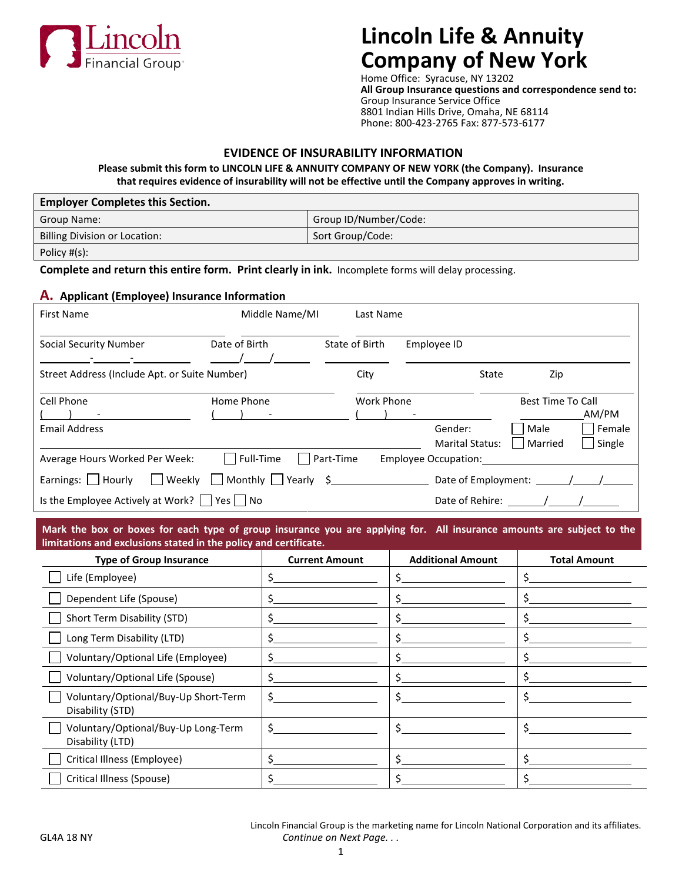Lincoln Financial Group

# Lincoln Life & Annuity Company of New York

Home Office: Syracuse, NY 13202
**All Group Insurance questions and correspondence send to:**
Group Insurance Service Office
8801 Indian Hills Drive, Omaha, NE 68114
Phone: 800-423-2765 Fax: 877-573-6177

## EVIDENCE OF INSURABILITY INFORMATION

**Please submit this form to LINCOLN LIFE & ANNUITY COMPANY OF NEW YORK (the Company). Insurance that requires evidence of insurability will not be effective until the Company approves in writing.**

| **Employer Completes this Section.** | |
|---|---|
| Group Name: | Group ID/Number/Code: |
| Billing Division or Location: | Sort Group/Code: |
| Policy #(s): | |

**Complete and return this entire form. Print clearly in ink.** Incomplete forms will delay processing.

### A. Applicant (Employee) Insurance Information

First Name ____________ Middle Name/MI ____________ Last Name ____________

Social Security Number ____-____-____ Date of Birth ____/____/____ State of Birth ____________ Employee ID ____________

Street Address (Include Apt. or Suite Number) ____________ City ____________ State ____________ Zip ____________

Cell Phone (____) ____-____ Home Phone (____) ____-____ Work Phone (____) ____-____ Best Time To Call ____ AM/PM

Email Address ____________ Gender: ☐ Male ☐ Female Marital Status: ☐ Married ☐ Single

Average Hours Worked Per Week: ☐ Full-Time ☐ Part-Time Employee Occupation: ____________

Earnings: ☐ Hourly ☐ Weekly ☐ Monthly ☐ Yearly $____________ Date of Employment: ____/____/____

Is the Employee Actively at Work? ☐ Yes ☐ No Date of Rehire: ____/____/____

**Mark the box or boxes for each type of group insurance you are applying for. All insurance amounts are subject to the limitations and exclusions stated in the policy and certificate.**

| Type of Group Insurance | Current Amount | Additional Amount | Total Amount |
|---|---|---|---|
| ☐ Life (Employee) | $ | $ | $ |
| ☐ Dependent Life (Spouse) | $ | $ | $ |
| ☐ Short Term Disability (STD) | $ | $ | $ |
| ☐ Long Term Disability (LTD) | $ | $ | $ |
| ☐ Voluntary/Optional Life (Employee) | $ | $ | $ |
| ☐ Voluntary/Optional Life (Spouse) | $ | $ | $ |
| ☐ Voluntary/Optional/Buy-Up Short-Term Disability (STD) | $ | $ | $ |
| ☐ Voluntary/Optional/Buy-Up Long-Term Disability (LTD) | $ | $ | $ |
| ☐ Critical Illness (Employee) | $ | $ | $ |
| ☐ Critical Illness (Spouse) | $ | $ | $ |

Lincoln Financial Group is the marketing name for Lincoln National Corporation and its affiliates.

GL4A 18 NY

*Continue on Next Page. . .*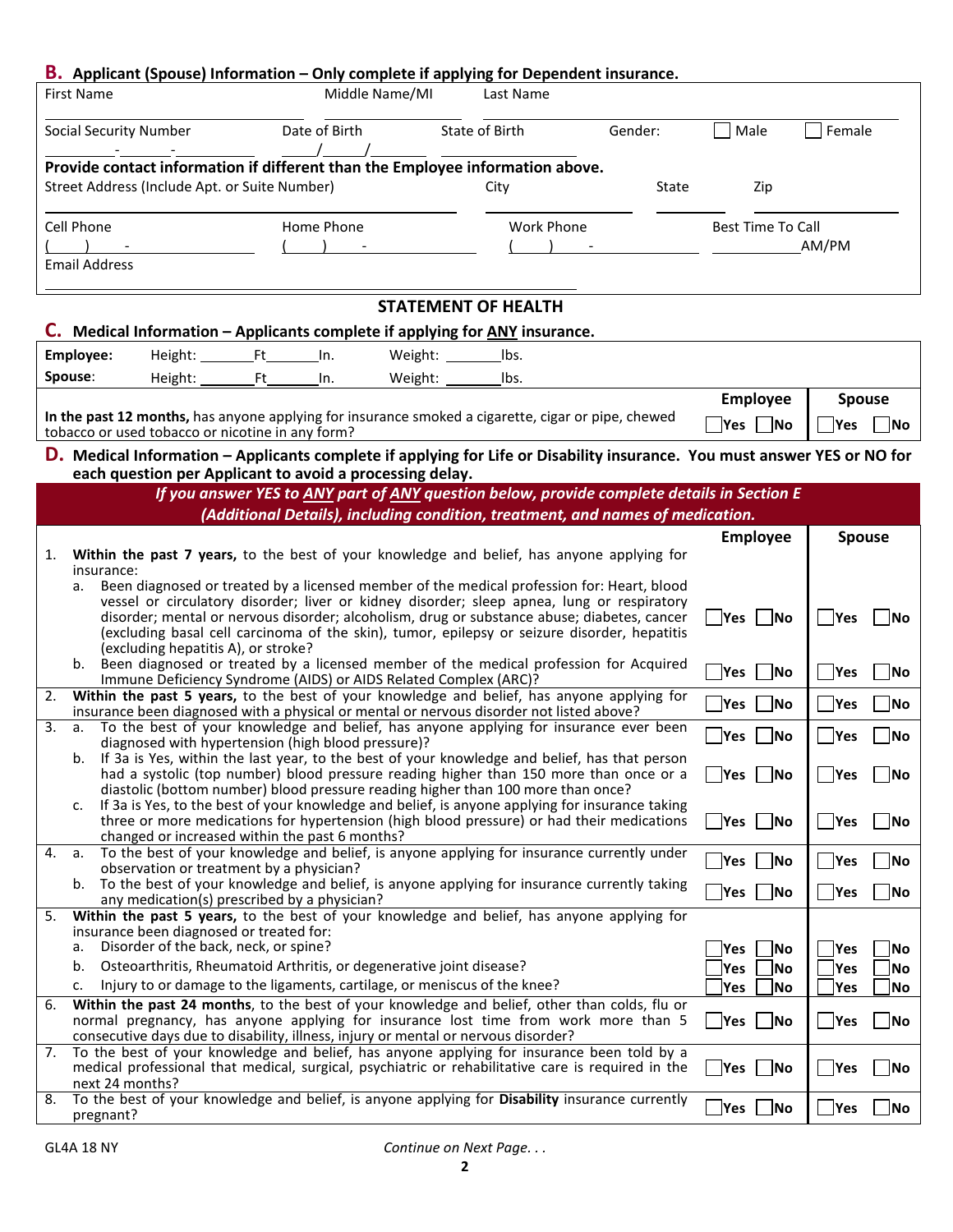## B. Applicant (Spouse) Information – Only complete if applying for Dependent insurance.

| First Name | Middle Name/MI | Last Name | | | |
|---|---|---|---|---|---|
| Social Security Number | Date of Birth | State of Birth | Gender: | ☐ Male | ☐ Female |
| \_\_\_-\_\_\_-\_\_\_ | \_\_/\_\_/\_\_ | | | | |

**Provide contact information if different than the Employee information above.**

| Street Address (Include Apt. or Suite Number) | City | State | Zip |
|---|---|---|---|
| | | | |

| Cell Phone | Home Phone | Work Phone | Best Time To Call |
|---|---|---|---|
| ( ) - | ( ) - | ( ) - | AM/PM |

Email Address

## STATEMENT OF HEALTH

## C. Medical Information – Applicants complete if applying for ANY insurance.

| | Height | Weight |
|---|---|---|
| **Employee:** | \_\_\_\_Ft\_\_\_\_In. | \_\_\_\_lbs. |
| **Spouse:** | \_\_\_\_Ft\_\_\_\_In. | \_\_\_\_lbs. |

| | Employee | Spouse |
|---|---|---|
| **In the past 12 months,** has anyone applying for insurance smoked a cigarette, cigar or pipe, chewed tobacco or used tobacco or nicotine in any form? | ☐Yes ☐No | ☐Yes ☐No |

## D. Medical Information – Applicants complete if applying for Life or Disability insurance. You must answer YES or NO for each question per Applicant to avoid a processing delay.

***If you answer YES to ANY part of ANY question below, provide complete details in Section E (Additional Details), including condition, treatment, and names of medication.***

| | Employee | Spouse |
|---|---|---|
| 1. **Within the past 7 years,** to the best of your knowledge and belief, has anyone applying for insurance: | | |
| a. Been diagnosed or treated by a licensed member of the medical profession for: Heart, blood vessel or circulatory disorder; liver or kidney disorder; sleep apnea, lung or respiratory disorder; mental or nervous disorder; alcoholism, drug or substance abuse; diabetes, cancer (excluding basal cell carcinoma of the skin), tumor, epilepsy or seizure disorder, hepatitis (excluding hepatitis A), or stroke? | ☐Yes ☐No | ☐Yes ☐No |
| b. Been diagnosed or treated by a licensed member of the medical profession for Acquired Immune Deficiency Syndrome (AIDS) or AIDS Related Complex (ARC)? | ☐Yes ☐No | ☐Yes ☐No |
| 2. **Within the past 5 years,** to the best of your knowledge and belief, has anyone applying for insurance been diagnosed with a physical or mental or nervous disorder not listed above? | ☐Yes ☐No | ☐Yes ☐No |
| 3. a. To the best of your knowledge and belief, has anyone applying for insurance ever been diagnosed with hypertension (high blood pressure)? | ☐Yes ☐No | ☐Yes ☐No |
| b. If 3a is Yes, within the last year, to the best of your knowledge and belief, has that person had a systolic (top number) blood pressure reading higher than 150 more than once or a diastolic (bottom number) blood pressure reading higher than 100 more than once? | ☐Yes ☐No | ☐Yes ☐No |
| c. If 3a is Yes, to the best of your knowledge and belief, is anyone applying for insurance taking three or more medications for hypertension (high blood pressure) or had their medications changed or increased within the past 6 months? | ☐Yes ☐No | ☐Yes ☐No |
| 4. a. To the best of your knowledge and belief, is anyone applying for insurance currently under observation or treatment by a physician? | ☐Yes ☐No | ☐Yes ☐No |
| b. To the best of your knowledge and belief, is anyone applying for insurance currently taking any medication(s) prescribed by a physician? | ☐Yes ☐No | ☐Yes ☐No |
| 5. **Within the past 5 years,** to the best of your knowledge and belief, has anyone applying for insurance been diagnosed or treated for: | | |
| a. Disorder of the back, neck, or spine? | ☐Yes ☐No | ☐Yes ☐No |
| b. Osteoarthritis, Rheumatoid Arthritis, or degenerative joint disease? | ☐Yes ☐No | ☐Yes ☐No |
| c. Injury to or damage to the ligaments, cartilage, or meniscus of the knee? | ☐Yes ☐No | ☐Yes ☐No |
| 6. **Within the past 24 months**, to the best of your knowledge and belief, other than colds, flu or normal pregnancy, has anyone applying for insurance lost time from work more than 5 consecutive days due to disability, illness, injury or mental or nervous disorder? | ☐Yes ☐No | ☐Yes ☐No |
| 7. To the best of your knowledge and belief, has anyone applying for insurance been told by a medical professional that medical, surgical, psychiatric or rehabilitative care is required in the next 24 months? | ☐Yes ☐No | ☐Yes ☐No |
| 8. To the best of your knowledge and belief, is anyone applying for **Disability** insurance currently pregnant? | ☐Yes ☐No | ☐Yes ☐No |

GL4A 18 NY

*Continue on Next Page. . .*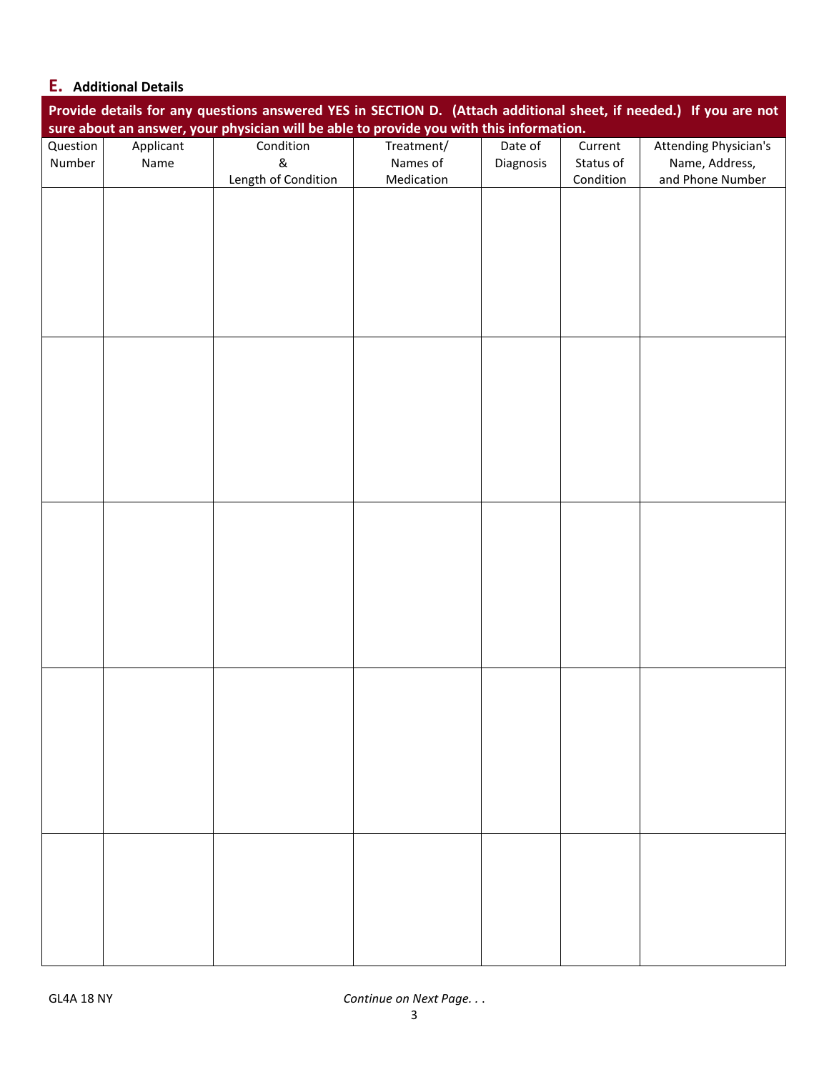## E. Additional Details

| **Provide details for any questions answered YES in SECTION D. (Attach additional sheet, if needed.) If you are not sure about an answer, your physician will be able to provide you with this information.** | | | | | | |
|---|---|---|---|---|---|---|
| Question Number | Applicant Name | Condition & Length of Condition | Treatment/ Names of Medication | Date of Diagnosis | Current Status of Condition | Attending Physician's Name, Address, and Phone Number |
| | | | | | | |
| | | | | | | |
| | | | | | | |
| | | | | | | |
| | | | | | | |

GL4A 18 NY

*Continue on Next Page. . .*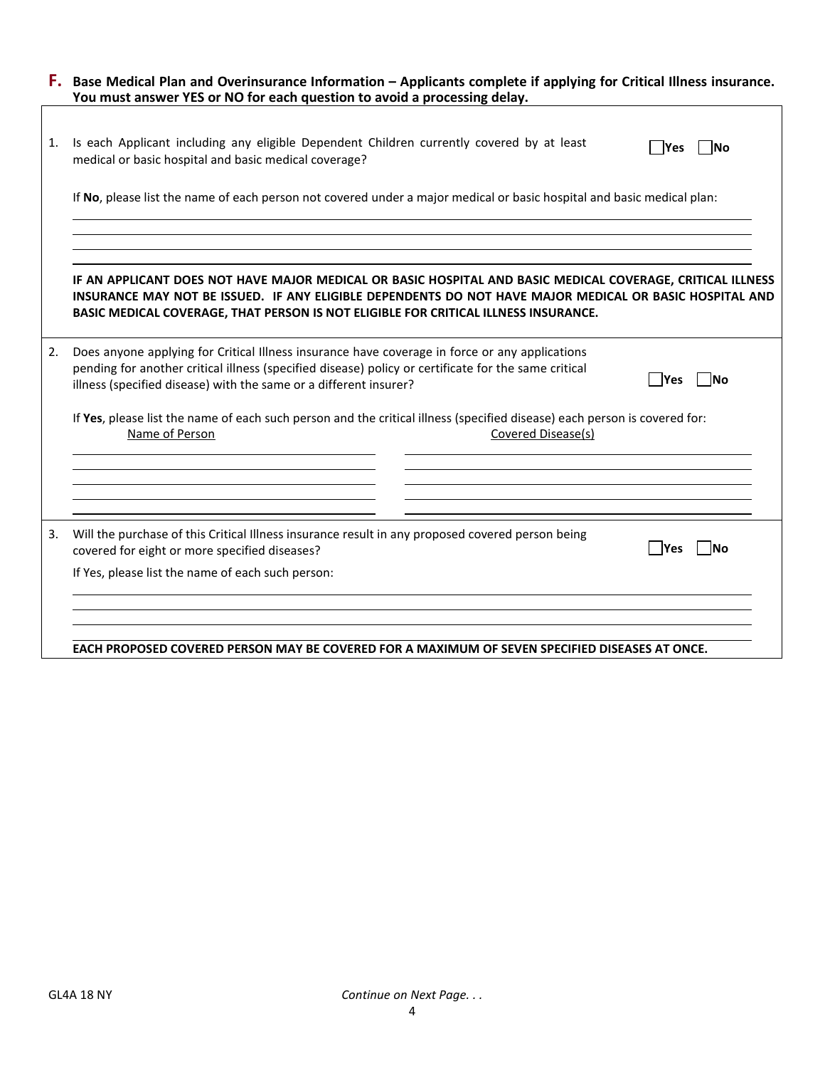## F. Base Medical Plan and Overinsurance Information – Applicants complete if applying for Critical Illness insurance. You must answer YES or NO for each question to avoid a processing delay.

1. Is each Applicant including any eligible Dependent Children currently covered by at least medical or basic hospital and basic medical coverage? ☐ **Yes** ☐ **No**

   If **No**, please list the name of each person not covered under a major medical or basic hospital and basic medical plan:

   ______________________________________________

   ______________________________________________

   ______________________________________________

   **IF AN APPLICANT DOES NOT HAVE MAJOR MEDICAL OR BASIC HOSPITAL AND BASIC MEDICAL COVERAGE, CRITICAL ILLNESS INSURANCE MAY NOT BE ISSUED. IF ANY ELIGIBLE DEPENDENTS DO NOT HAVE MAJOR MEDICAL OR BASIC HOSPITAL AND BASIC MEDICAL COVERAGE, THAT PERSON IS NOT ELIGIBLE FOR CRITICAL ILLNESS INSURANCE.**

2. Does anyone applying for Critical Illness insurance have coverage in force or any applications pending for another critical illness (specified disease) policy or certificate for the same critical illness (specified disease) with the same or a different insurer? ☐ **Yes** ☐ **No**

   If **Yes**, please list the name of each such person and the critical illness (specified disease) each person is covered for:

| Name of Person | Covered Disease(s) |
|---|---|
| | |
| | |
| | |
| | |

3. Will the purchase of this Critical Illness insurance result in any proposed covered person being covered for eight or more specified diseases? ☐ **Yes** ☐ **No**

   If Yes, please list the name of each such person:

   ______________________________________________

   ______________________________________________

   ______________________________________________

   **EACH PROPOSED COVERED PERSON MAY BE COVERED FOR A MAXIMUM OF SEVEN SPECIFIED DISEASES AT ONCE.**

GL4A 18 NY

*Continue on Next Page. . .*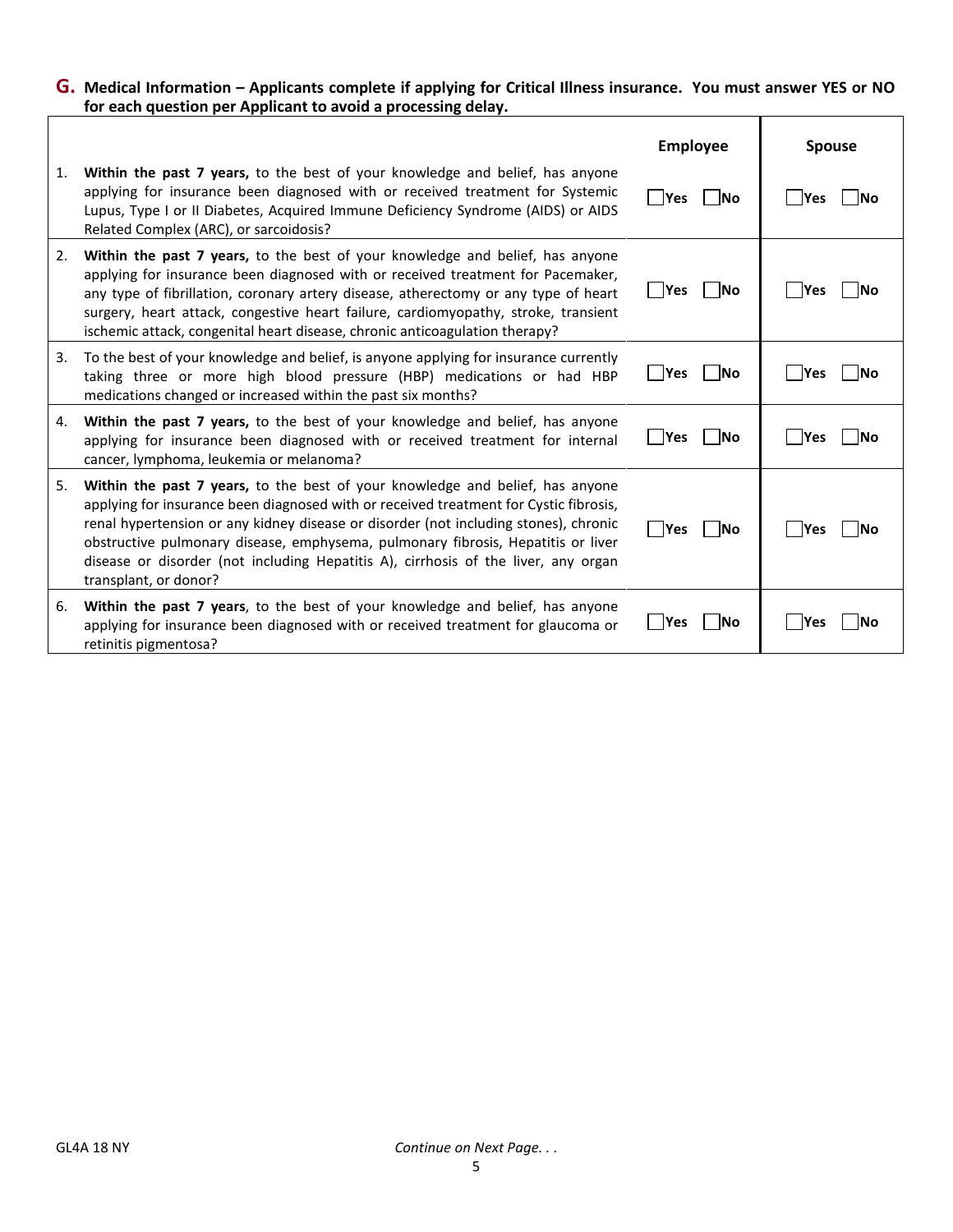## G. Medical Information – Applicants complete if applying for Critical Illness insurance. You must answer YES or NO for each question per Applicant to avoid a processing delay.

| | | Employee | Spouse |
|---|---|---|---|
| 1. | **Within the past 7 years,** to the best of your knowledge and belief, has anyone applying for insurance been diagnosed with or received treatment for Systemic Lupus, Type I or II Diabetes, Acquired Immune Deficiency Syndrome (AIDS) or AIDS Related Complex (ARC), or sarcoidosis? | ☐ **Yes** ☐ **No** | ☐ **Yes** ☐ **No** |
| 2. | **Within the past 7 years,** to the best of your knowledge and belief, has anyone applying for insurance been diagnosed with or received treatment for Pacemaker, any type of fibrillation, coronary artery disease, atherectomy or any type of heart surgery, heart attack, congestive heart failure, cardiomyopathy, stroke, transient ischemic attack, congenital heart disease, chronic anticoagulation therapy? | ☐ **Yes** ☐ **No** | ☐ **Yes** ☐ **No** |
| 3. | To the best of your knowledge and belief, is anyone applying for insurance currently taking three or more high blood pressure (HBP) medications or had HBP medications changed or increased within the past six months? | ☐ **Yes** ☐ **No** | ☐ **Yes** ☐ **No** |
| 4. | **Within the past 7 years,** to the best of your knowledge and belief, has anyone applying for insurance been diagnosed with or received treatment for internal cancer, lymphoma, leukemia or melanoma? | ☐ **Yes** ☐ **No** | ☐ **Yes** ☐ **No** |
| 5. | **Within the past 7 years,** to the best of your knowledge and belief, has anyone applying for insurance been diagnosed with or received treatment for Cystic fibrosis, renal hypertension or any kidney disease or disorder (not including stones), chronic obstructive pulmonary disease, emphysema, pulmonary fibrosis, Hepatitis or liver disease or disorder (not including Hepatitis A), cirrhosis of the liver, any organ transplant, or donor? | ☐ **Yes** ☐ **No** | ☐ **Yes** ☐ **No** |
| 6. | **Within the past 7 years**, to the best of your knowledge and belief, has anyone applying for insurance been diagnosed with or received treatment for glaucoma or retinitis pigmentosa? | ☐ **Yes** ☐ **No** | ☐ **Yes** ☐ **No** |

GL4A 18 NY

*Continue on Next Page. . .*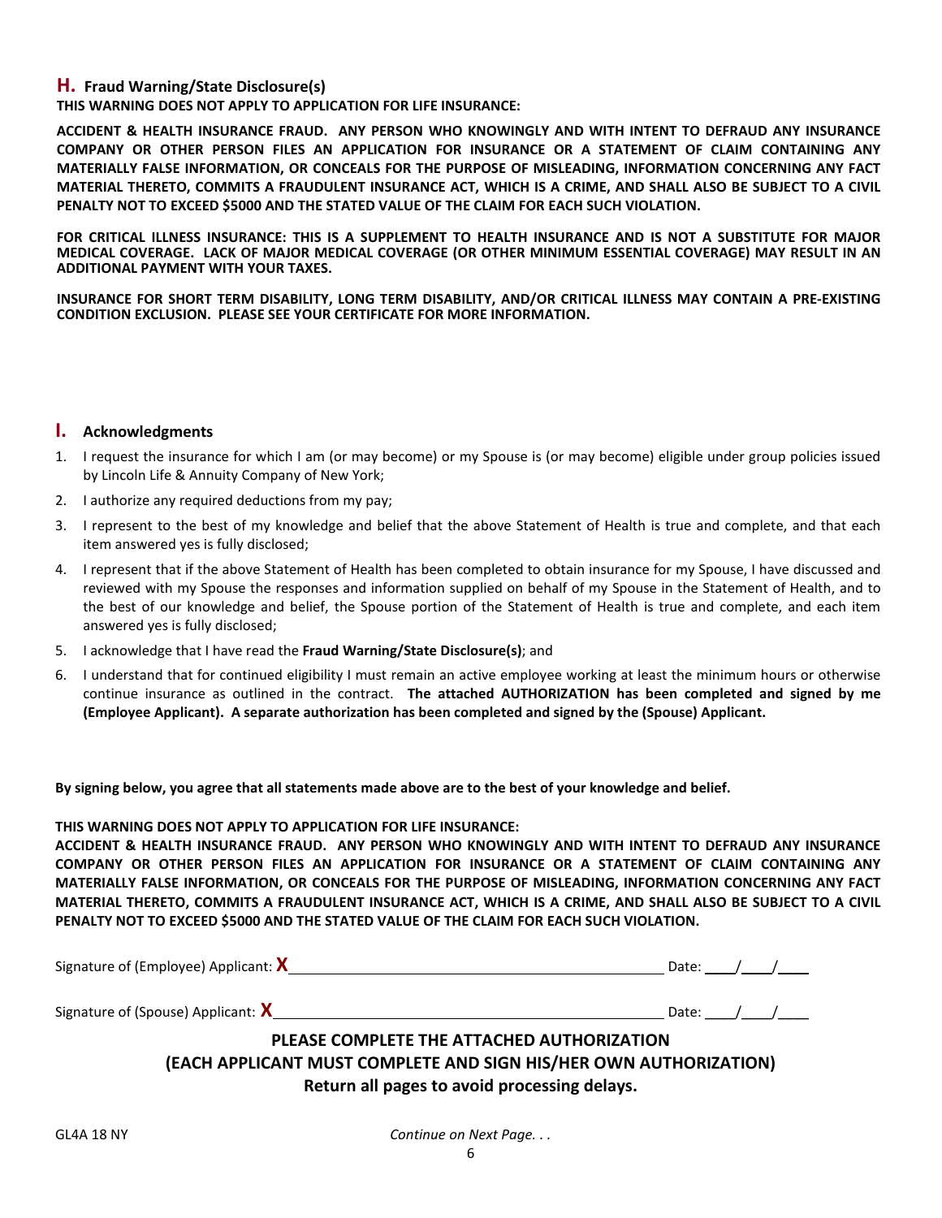## H. Fraud Warning/State Disclosure(s)

**THIS WARNING DOES NOT APPLY TO APPLICATION FOR LIFE INSURANCE:**

**ACCIDENT & HEALTH INSURANCE FRAUD. ANY PERSON WHO KNOWINGLY AND WITH INTENT TO DEFRAUD ANY INSURANCE COMPANY OR OTHER PERSON FILES AN APPLICATION FOR INSURANCE OR A STATEMENT OF CLAIM CONTAINING ANY MATERIALLY FALSE INFORMATION, OR CONCEALS FOR THE PURPOSE OF MISLEADING, INFORMATION CONCERNING ANY FACT MATERIAL THERETO, COMMITS A FRAUDULENT INSURANCE ACT, WHICH IS A CRIME, AND SHALL ALSO BE SUBJECT TO A CIVIL PENALTY NOT TO EXCEED $5000 AND THE STATED VALUE OF THE CLAIM FOR EACH SUCH VIOLATION.**

**FOR CRITICAL ILLNESS INSURANCE: THIS IS A SUPPLEMENT TO HEALTH INSURANCE AND IS NOT A SUBSTITUTE FOR MAJOR MEDICAL COVERAGE. LACK OF MAJOR MEDICAL COVERAGE (OR OTHER MINIMUM ESSENTIAL COVERAGE) MAY RESULT IN AN ADDITIONAL PAYMENT WITH YOUR TAXES.**

**INSURANCE FOR SHORT TERM DISABILITY, LONG TERM DISABILITY, AND/OR CRITICAL ILLNESS MAY CONTAIN A PRE-EXISTING CONDITION EXCLUSION. PLEASE SEE YOUR CERTIFICATE FOR MORE INFORMATION.**

## I. Acknowledgments

1. I request the insurance for which I am (or may become) or my Spouse is (or may become) eligible under group policies issued by Lincoln Life & Annuity Company of New York;
2. I authorize any required deductions from my pay;
3. I represent to the best of my knowledge and belief that the above Statement of Health is true and complete, and that each item answered yes is fully disclosed;
4. I represent that if the above Statement of Health has been completed to obtain insurance for my Spouse, I have discussed and reviewed with my Spouse the responses and information supplied on behalf of my Spouse in the Statement of Health, and to the best of our knowledge and belief, the Spouse portion of the Statement of Health is true and complete, and each item answered yes is fully disclosed;
5. I acknowledge that I have read the **Fraud Warning/State Disclosure(s)**; and
6. I understand that for continued eligibility I must remain an active employee working at least the minimum hours or otherwise continue insurance as outlined in the contract. **The attached AUTHORIZATION has been completed and signed by me (Employee Applicant). A separate authorization has been completed and signed by the (Spouse) Applicant.**

**By signing below, you agree that all statements made above are to the best of your knowledge and belief.**

**THIS WARNING DOES NOT APPLY TO APPLICATION FOR LIFE INSURANCE:**
**ACCIDENT & HEALTH INSURANCE FRAUD. ANY PERSON WHO KNOWINGLY AND WITH INTENT TO DEFRAUD ANY INSURANCE COMPANY OR OTHER PERSON FILES AN APPLICATION FOR INSURANCE OR A STATEMENT OF CLAIM CONTAINING ANY MATERIALLY FALSE INFORMATION, OR CONCEALS FOR THE PURPOSE OF MISLEADING, INFORMATION CONCERNING ANY FACT MATERIAL THERETO, COMMITS A FRAUDULENT INSURANCE ACT, WHICH IS A CRIME, AND SHALL ALSO BE SUBJECT TO A CIVIL PENALTY NOT TO EXCEED $5000 AND THE STATED VALUE OF THE CLAIM FOR EACH SUCH VIOLATION.**

Signature of (Employee) Applicant: **X**\_\_\_\_\_\_\_\_\_\_\_\_\_\_\_\_\_\_\_\_\_\_\_\_\_\_\_\_\_\_\_\_\_\_\_\_\_\_\_\_ Date: \_\_\_\_/\_\_\_\_/\_\_\_\_

Signature of (Spouse) Applicant: **X**\_\_\_\_\_\_\_\_\_\_\_\_\_\_\_\_\_\_\_\_\_\_\_\_\_\_\_\_\_\_\_\_\_\_\_\_\_\_\_\_ Date: \_\_\_\_/\_\_\_\_/\_\_\_\_

**PLEASE COMPLETE THE ATTACHED AUTHORIZATION**
**(EACH APPLICANT MUST COMPLETE AND SIGN HIS/HER OWN AUTHORIZATION)**
**Return all pages to avoid processing delays.**

GL4A 18 NY

*Continue on Next Page. . .*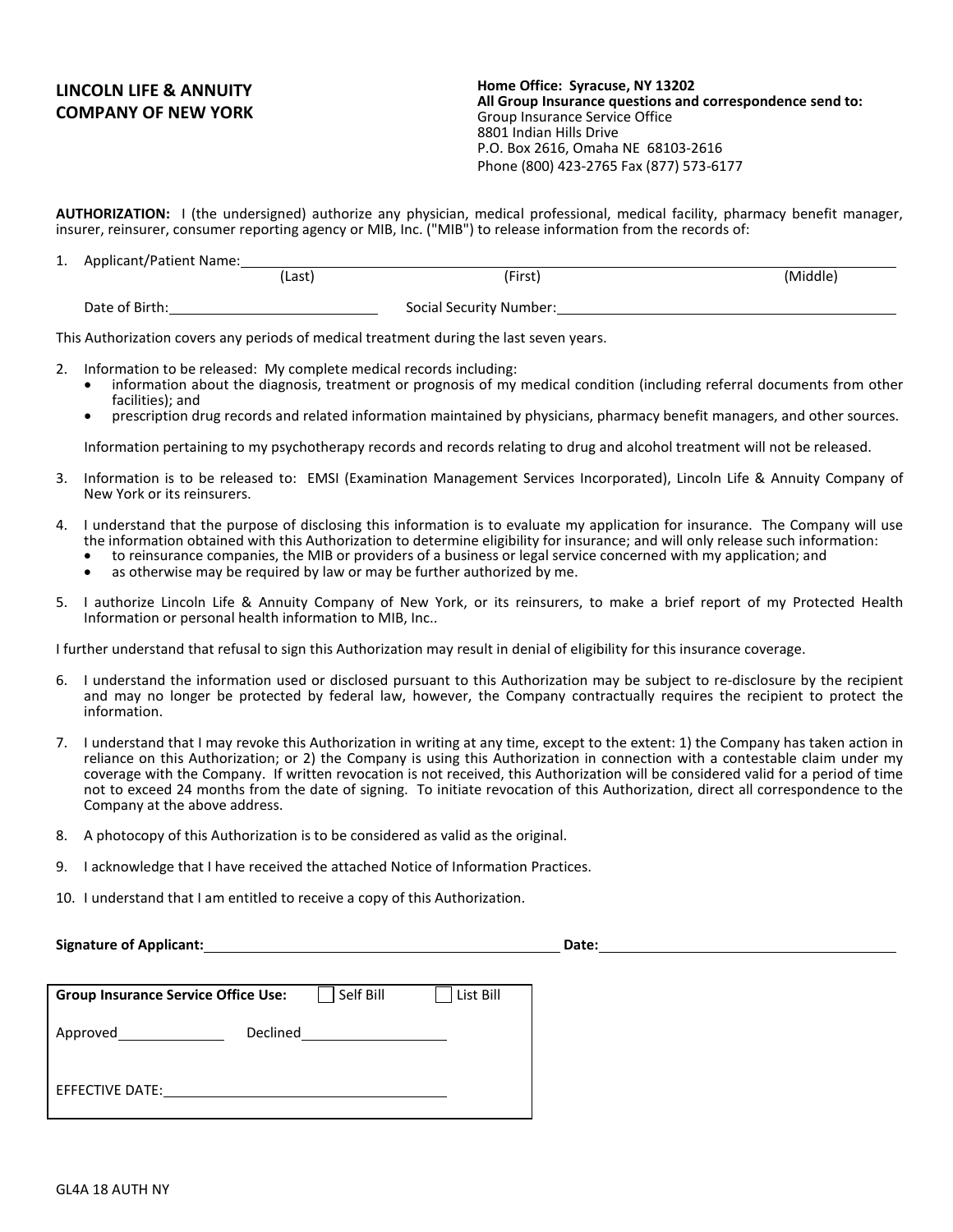**LINCOLN LIFE & ANNUITY COMPANY OF NEW YORK**

**Home Office: Syracuse, NY 13202**
**All Group Insurance questions and correspondence send to:**
Group Insurance Service Office
8801 Indian Hills Drive
P.O. Box 2616, Omaha NE 68103-2616
Phone (800) 423-2765 Fax (877) 573-6177

**AUTHORIZATION:** I (the undersigned) authorize any physician, medical professional, medical facility, pharmacy benefit manager, insurer, reinsurer, consumer reporting agency or MIB, Inc. ("MIB") to release information from the records of:

1. Applicant/Patient Name:\_\_\_\_\_\_\_\_\_\_\_\_\_\_\_\_\_\_\_\_\_\_\_\_\_\_\_\_\_\_\_\_\_\_\_\_\_\_\_\_
   (Last) (First) (Middle)

   Date of Birth:\_\_\_\_\_\_\_\_\_\_\_\_\_\_\_\_\_\_\_\_ Social Security Number:\_\_\_\_\_\_\_\_\_\_\_\_\_\_\_\_\_\_\_\_

This Authorization covers any periods of medical treatment during the last seven years.

2. Information to be released: My complete medical records including:
   - information about the diagnosis, treatment or prognosis of my medical condition (including referral documents from other facilities); and
   - prescription drug records and related information maintained by physicians, pharmacy benefit managers, and other sources.

   Information pertaining to my psychotherapy records and records relating to drug and alcohol treatment will not be released.

3. Information is to be released to: EMSI (Examination Management Services Incorporated), Lincoln Life & Annuity Company of New York or its reinsurers.

4. I understand that the purpose of disclosing this information is to evaluate my application for insurance. The Company will use the information obtained with this Authorization to determine eligibility for insurance; and will only release such information:
   - to reinsurance companies, the MIB or providers of a business or legal service concerned with my application; and
   - as otherwise may be required by law or may be further authorized by me.

5. I authorize Lincoln Life & Annuity Company of New York, or its reinsurers, to make a brief report of my Protected Health Information or personal health information to MIB, Inc..

I further understand that refusal to sign this Authorization may result in denial of eligibility for this insurance coverage.

6. I understand the information used or disclosed pursuant to this Authorization may be subject to re-disclosure by the recipient and may no longer be protected by federal law, however, the Company contractually requires the recipient to protect the information.

7. I understand that I may revoke this Authorization in writing at any time, except to the extent: 1) the Company has taken action in reliance on this Authorization; or 2) the Company is using this Authorization in connection with a contestable claim under my coverage with the Company. If written revocation is not received, this Authorization will be considered valid for a period of time not to exceed 24 months from the date of signing. To initiate revocation of this Authorization, direct all correspondence to the Company at the above address.

8. A photocopy of this Authorization is to be considered as valid as the original.

9. I acknowledge that I have received the attached Notice of Information Practices.

10. I understand that I am entitled to receive a copy of this Authorization.

**Signature of Applicant:**\_\_\_\_\_\_\_\_\_\_\_\_\_\_\_\_\_\_\_\_\_\_\_\_\_\_\_\_\_\_\_\_ **Date:**\_\_\_\_\_\_\_\_\_\_\_\_\_\_\_\_\_\_\_\_

**Group Insurance Service Office Use:** ☐ Self Bill ☐ List Bill

Approved\_\_\_\_\_\_\_\_\_\_\_\_ Declined\_\_\_\_\_\_\_\_\_\_\_\_\_\_\_\_

EFFECTIVE DATE:\_\_\_\_\_\_\_\_\_\_\_\_\_\_\_\_\_\_\_\_\_\_\_\_\_\_\_\_

GL4A 18 AUTH NY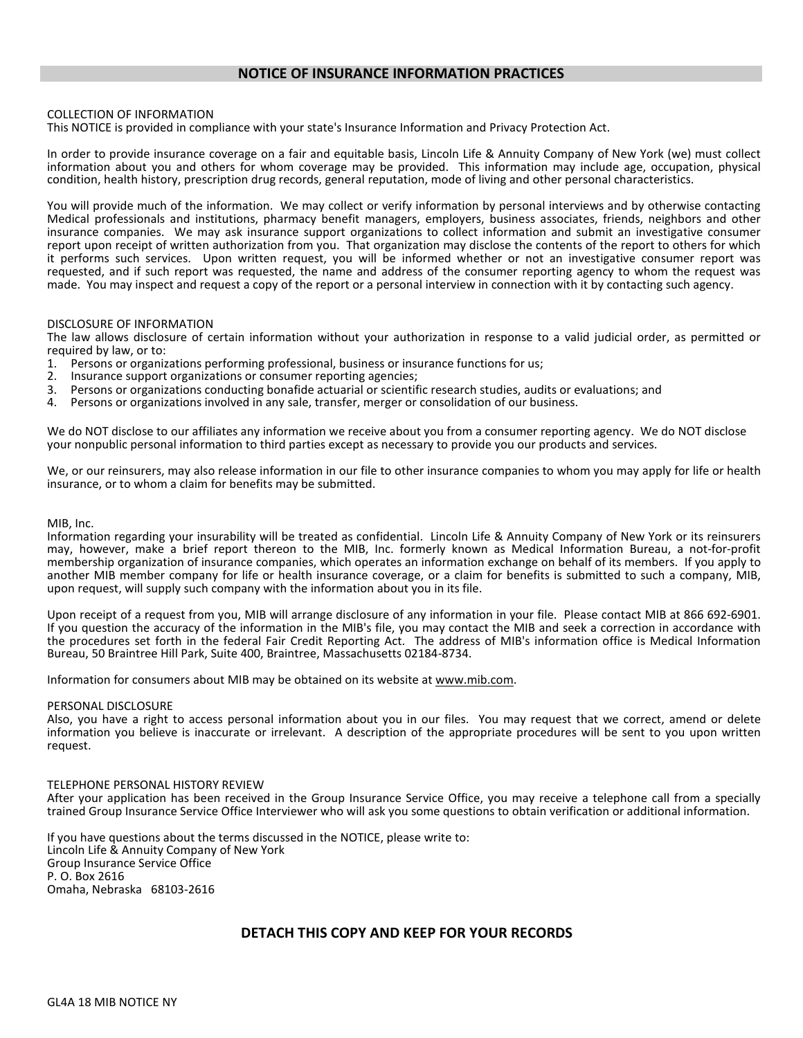## NOTICE OF INSURANCE INFORMATION PRACTICES

COLLECTION OF INFORMATION
This NOTICE is provided in compliance with your state's Insurance Information and Privacy Protection Act.

In order to provide insurance coverage on a fair and equitable basis, Lincoln Life & Annuity Company of New York (we) must collect information about you and others for whom coverage may be provided. This information may include age, occupation, physical condition, health history, prescription drug records, general reputation, mode of living and other personal characteristics.

You will provide much of the information. We may collect or verify information by personal interviews and by otherwise contacting Medical professionals and institutions, pharmacy benefit managers, employers, business associates, friends, neighbors and other insurance companies. We may ask insurance support organizations to collect information and submit an investigative consumer report upon receipt of written authorization from you. That organization may disclose the contents of the report to others for which it performs such services. Upon written request, you will be informed whether or not an investigative consumer report was requested, and if such report was requested, the name and address of the consumer reporting agency to whom the request was made. You may inspect and request a copy of the report or a personal interview in connection with it by contacting such agency.

DISCLOSURE OF INFORMATION
The law allows disclosure of certain information without your authorization in response to a valid judicial order, as permitted or required by law, or to:

1. Persons or organizations performing professional, business or insurance functions for us;
2. Insurance support organizations or consumer reporting agencies;
3. Persons or organizations conducting bonafide actuarial or scientific research studies, audits or evaluations; and
4. Persons or organizations involved in any sale, transfer, merger or consolidation of our business.

We do NOT disclose to our affiliates any information we receive about you from a consumer reporting agency. We do NOT disclose your nonpublic personal information to third parties except as necessary to provide you our products and services.

We, or our reinsurers, may also release information in our file to other insurance companies to whom you may apply for life or health insurance, or to whom a claim for benefits may be submitted.

MIB, Inc.
Information regarding your insurability will be treated as confidential. Lincoln Life & Annuity Company of New York or its reinsurers may, however, make a brief report thereon to the MIB, Inc. formerly known as Medical Information Bureau, a not-for-profit membership organization of insurance companies, which operates an information exchange on behalf of its members. If you apply to another MIB member company for life or health insurance coverage, or a claim for benefits is submitted to such a company, MIB, upon request, will supply such company with the information about you in its file.

Upon receipt of a request from you, MIB will arrange disclosure of any information in your file. Please contact MIB at 866 692-6901. If you question the accuracy of the information in the MIB's file, you may contact the MIB and seek a correction in accordance with the procedures set forth in the federal Fair Credit Reporting Act. The address of MIB's information office is Medical Information Bureau, 50 Braintree Hill Park, Suite 400, Braintree, Massachusetts 02184-8734.

Information for consumers about MIB may be obtained on its website at www.mib.com.

PERSONAL DISCLOSURE
Also, you have a right to access personal information about you in our files. You may request that we correct, amend or delete information you believe is inaccurate or irrelevant. A description of the appropriate procedures will be sent to you upon written request.

TELEPHONE PERSONAL HISTORY REVIEW
After your application has been received in the Group Insurance Service Office, you may receive a telephone call from a specially trained Group Insurance Service Office Interviewer who will ask you some questions to obtain verification or additional information.

If you have questions about the terms discussed in the NOTICE, please write to:
Lincoln Life & Annuity Company of New York
Group Insurance Service Office
P. O. Box 2616
Omaha, Nebraska 68103-2616

**DETACH THIS COPY AND KEEP FOR YOUR RECORDS**

GL4A 18 MIB NOTICE NY